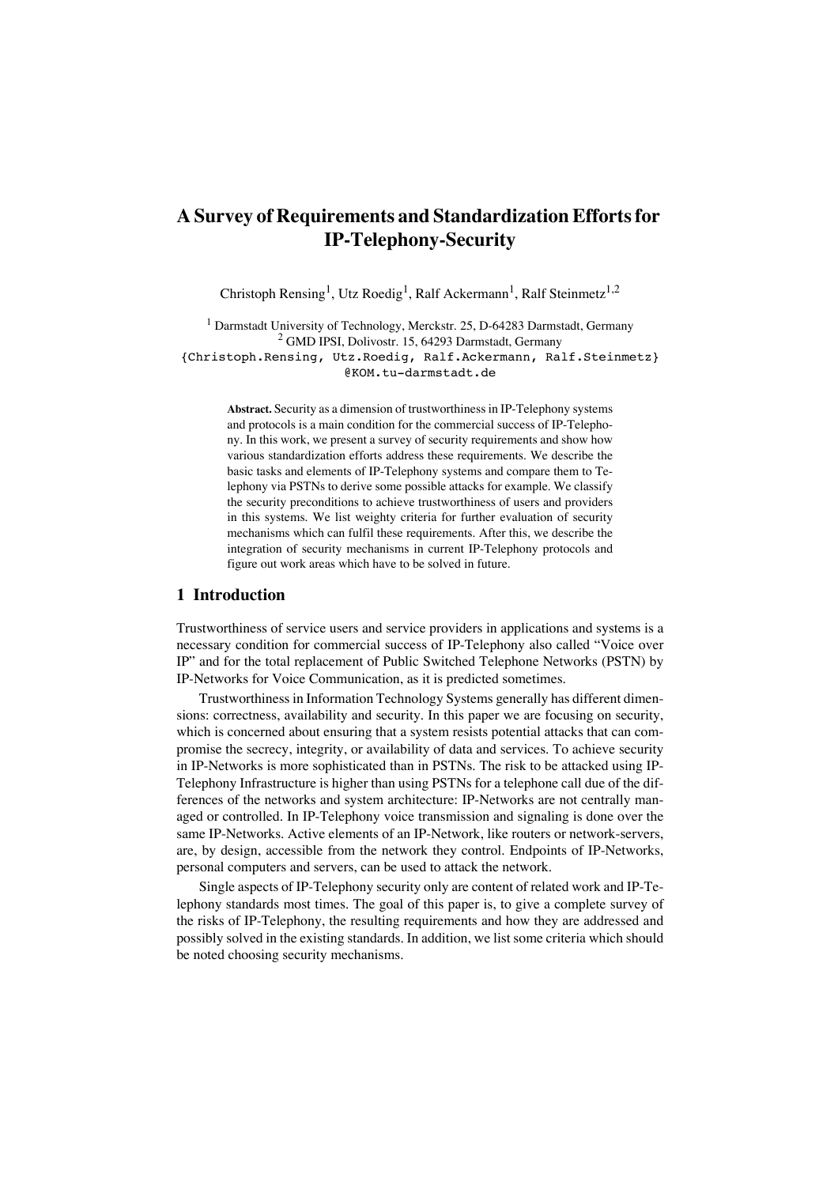# A Survey of Requirements and Standardization Efforts for IP-Telephony-Security

Christoph Rensing[1], Utz Roedig[1], Ralf Ackermann[1], Ralf Steinmetz[1,2]

[1] Darmstadt University of Technology, Merckstr. 25, D-64283 Darmstadt, Germany
[2] GMD IPSI, Dolivostr. 15, 64293 Darmstadt, Germany
{Christoph.Rensing, Utz.Roedig, Ralf.Ackermann, Ralf.Steinmetz}@KOM.tu-darmstadt.de

**Abstract.** Security as a dimension of trustworthiness in IP-Telephony systems and protocols is a main condition for the commercial success of IP-Telephony. In this work, we present a survey of security requirements and show how various standardization efforts address these requirements. We describe the basic tasks and elements of IP-Telephony systems and compare them to Telephony via PSTNs to derive some possible attacks for example. We classify the security preconditions to achieve trustworthiness of users and providers in this systems. We list weighty criteria for further evaluation of security mechanisms which can fulfil these requirements. After this, we describe the integration of security mechanisms in current IP-Telephony protocols and figure out work areas which have to be solved in future.

## 1 Introduction

Trustworthiness of service users and service providers in applications and systems is a necessary condition for commercial success of IP-Telephony also called "Voice over IP" and for the total replacement of Public Switched Telephone Networks (PSTN) by IP-Networks for Voice Communication, as it is predicted sometimes.

Trustworthiness in Information Technology Systems generally has different dimensions: correctness, availability and security. In this paper we are focusing on security, which is concerned about ensuring that a system resists potential attacks that can compromise the secrecy, integrity, or availability of data and services. To achieve security in IP-Networks is more sophisticated than in PSTNs. The risk to be attacked using IP-Telephony Infrastructure is higher than using PSTNs for a telephone call due of the differences of the networks and system architecture: IP-Networks are not centrally managed or controlled. In IP-Telephony voice transmission and signaling is done over the same IP-Networks. Active elements of an IP-Network, like routers or network-servers, are, by design, accessible from the network they control. Endpoints of IP-Networks, personal computers and servers, can be used to attack the network.

Single aspects of IP-Telephony security only are content of related work and IP-Telephony standards most times. The goal of this paper is, to give a complete survey of the risks of IP-Telephony, the resulting requirements and how they are addressed and possibly solved in the existing standards. In addition, we list some criteria which should be noted choosing security mechanisms.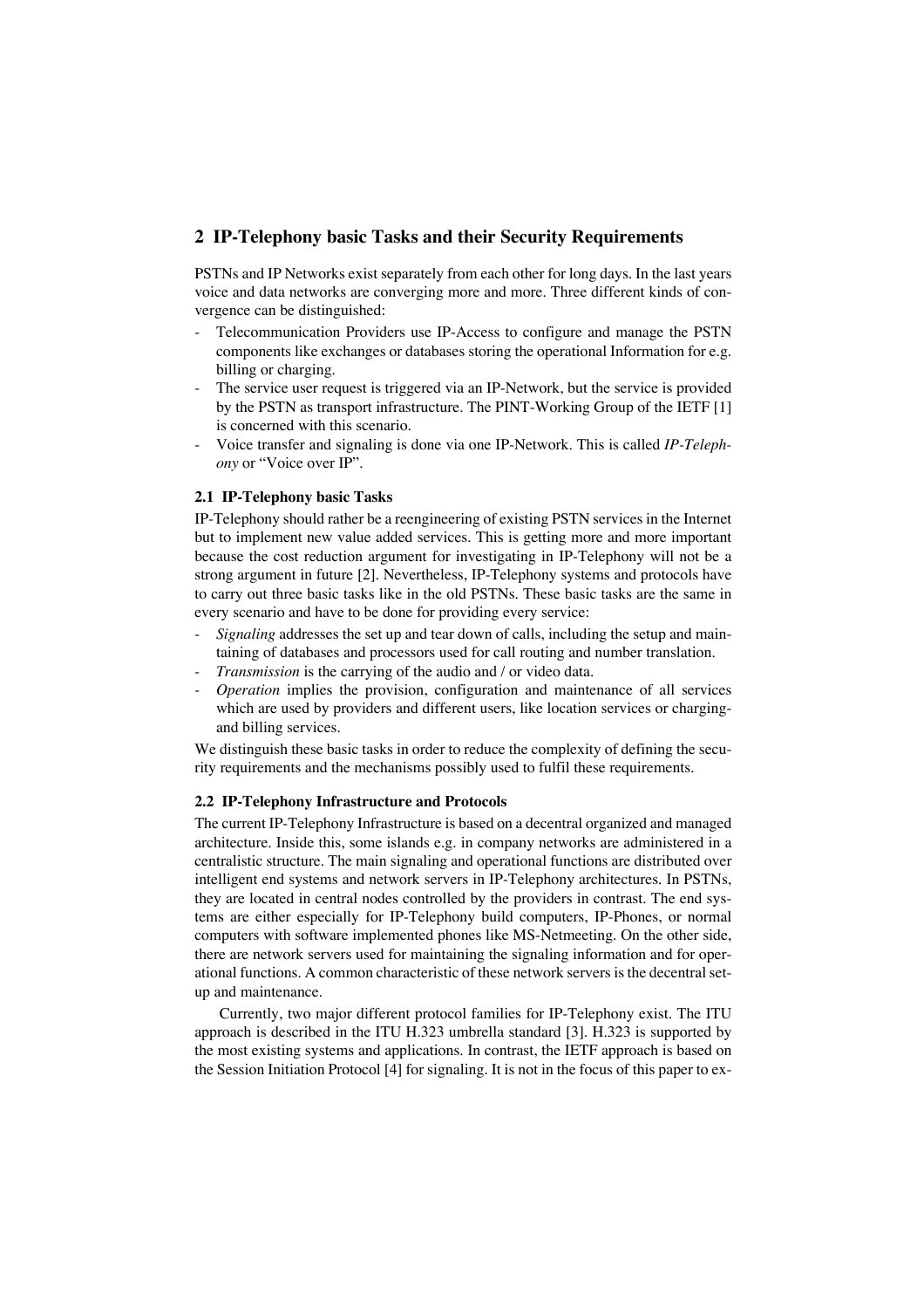## 2 IP-Telephony basic Tasks and their Security Requirements

PSTNs and IP Networks exist separately from each other for long days. In the last years voice and data networks are converging more and more. Three different kinds of convergence can be distinguished:

- Telecommunication Providers use IP-Access to configure and manage the PSTN components like exchanges or databases storing the operational Information for e.g. billing or charging.
- The service user request is triggered via an IP-Network, but the service is provided by the PSTN as transport infrastructure. The PINT-Working Group of the IETF [1] is concerned with this scenario.
- Voice transfer and signaling is done via one IP-Network. This is called *IP-Telephony* or "Voice over IP".

### 2.1 IP-Telephony basic Tasks

IP-Telephony should rather be a reengineering of existing PSTN services in the Internet but to implement new value added services. This is getting more and more important because the cost reduction argument for investigating in IP-Telephony will not be a strong argument in future [2]. Nevertheless, IP-Telephony systems and protocols have to carry out three basic tasks like in the old PSTNs. These basic tasks are the same in every scenario and have to be done for providing every service:

- *Signaling* addresses the set up and tear down of calls, including the setup and maintaining of databases and processors used for call routing and number translation.
- *Transmission* is the carrying of the audio and / or video data.
- *Operation* implies the provision, configuration and maintenance of all services which are used by providers and different users, like location services or charging- and billing services.

We distinguish these basic tasks in order to reduce the complexity of defining the security requirements and the mechanisms possibly used to fulfil these requirements.

### 2.2 IP-Telephony Infrastructure and Protocols

The current IP-Telephony Infrastructure is based on a decentral organized and managed architecture. Inside this, some islands e.g. in company networks are administered in a centralistic structure. The main signaling and operational functions are distributed over intelligent end systems and network servers in IP-Telephony architectures. In PSTNs, they are located in central nodes controlled by the providers in contrast. The end systems are either especially for IP-Telephony build computers, IP-Phones, or normal computers with software implemented phones like MS-Netmeeting. On the other side, there are network servers used for maintaining the signaling information and for operational functions. A common characteristic of these network servers is the decentral setup and maintenance.

Currently, two major different protocol families for IP-Telephony exist. The ITU approach is described in the ITU H.323 umbrella standard [3]. H.323 is supported by the most existing systems and applications. In contrast, the IETF approach is based on the Session Initiation Protocol [4] for signaling. It is not in the focus of this paper to ex-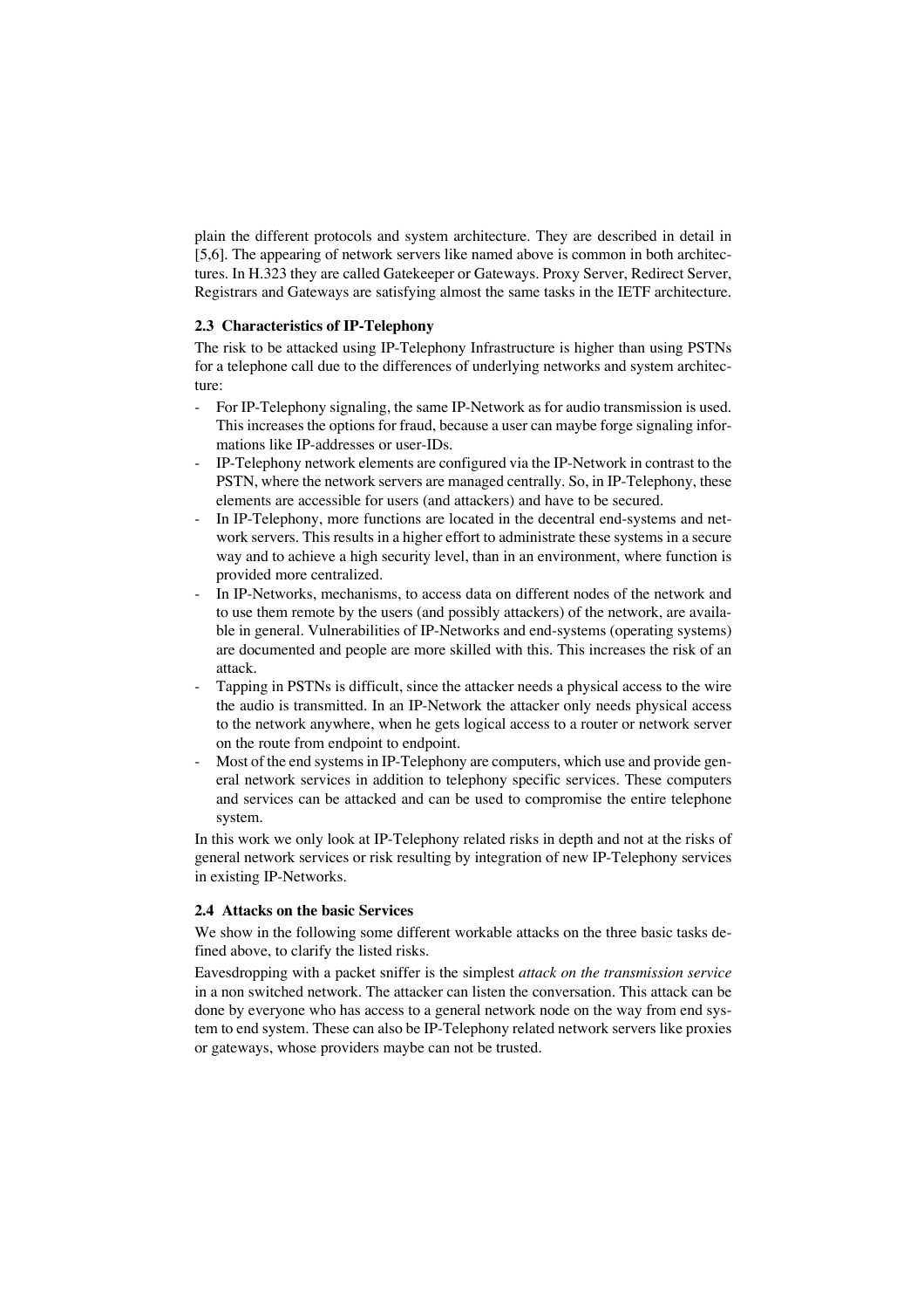plain the different protocols and system architecture. They are described in detail in [5,6]. The appearing of network servers like named above is common in both architectures. In H.323 they are called Gatekeeper or Gateways. Proxy Server, Redirect Server, Registrars and Gateways are satisfying almost the same tasks in the IETF architecture.

### 2.3 Characteristics of IP-Telephony

The risk to be attacked using IP-Telephony Infrastructure is higher than using PSTNs for a telephone call due to the differences of underlying networks and system architecture:

- For IP-Telephony signaling, the same IP-Network as for audio transmission is used. This increases the options for fraud, because a user can maybe forge signaling informations like IP-addresses or user-IDs.
- IP-Telephony network elements are configured via the IP-Network in contrast to the PSTN, where the network servers are managed centrally. So, in IP-Telephony, these elements are accessible for users (and attackers) and have to be secured.
- In IP-Telephony, more functions are located in the decentral end-systems and network servers. This results in a higher effort to administrate these systems in a secure way and to achieve a high security level, than in an environment, where function is provided more centralized.
- In IP-Networks, mechanisms, to access data on different nodes of the network and to use them remote by the users (and possibly attackers) of the network, are available in general. Vulnerabilities of IP-Networks and end-systems (operating systems) are documented and people are more skilled with this. This increases the risk of an attack.
- Tapping in PSTNs is difficult, since the attacker needs a physical access to the wire the audio is transmitted. In an IP-Network the attacker only needs physical access to the network anywhere, when he gets logical access to a router or network server on the route from endpoint to endpoint.
- Most of the end systems in IP-Telephony are computers, which use and provide general network services in addition to telephony specific services. These computers and services can be attacked and can be used to compromise the entire telephone system.

In this work we only look at IP-Telephony related risks in depth and not at the risks of general network services or risk resulting by integration of new IP-Telephony services in existing IP-Networks.

### 2.4 Attacks on the basic Services

We show in the following some different workable attacks on the three basic tasks defined above, to clarify the listed risks.

Eavesdropping with a packet sniffer is the simplest *attack on the transmission service* in a non switched network. The attacker can listen the conversation. This attack can be done by everyone who has access to a general network node on the way from end system to end system. These can also be IP-Telephony related network servers like proxies or gateways, whose providers maybe can not be trusted.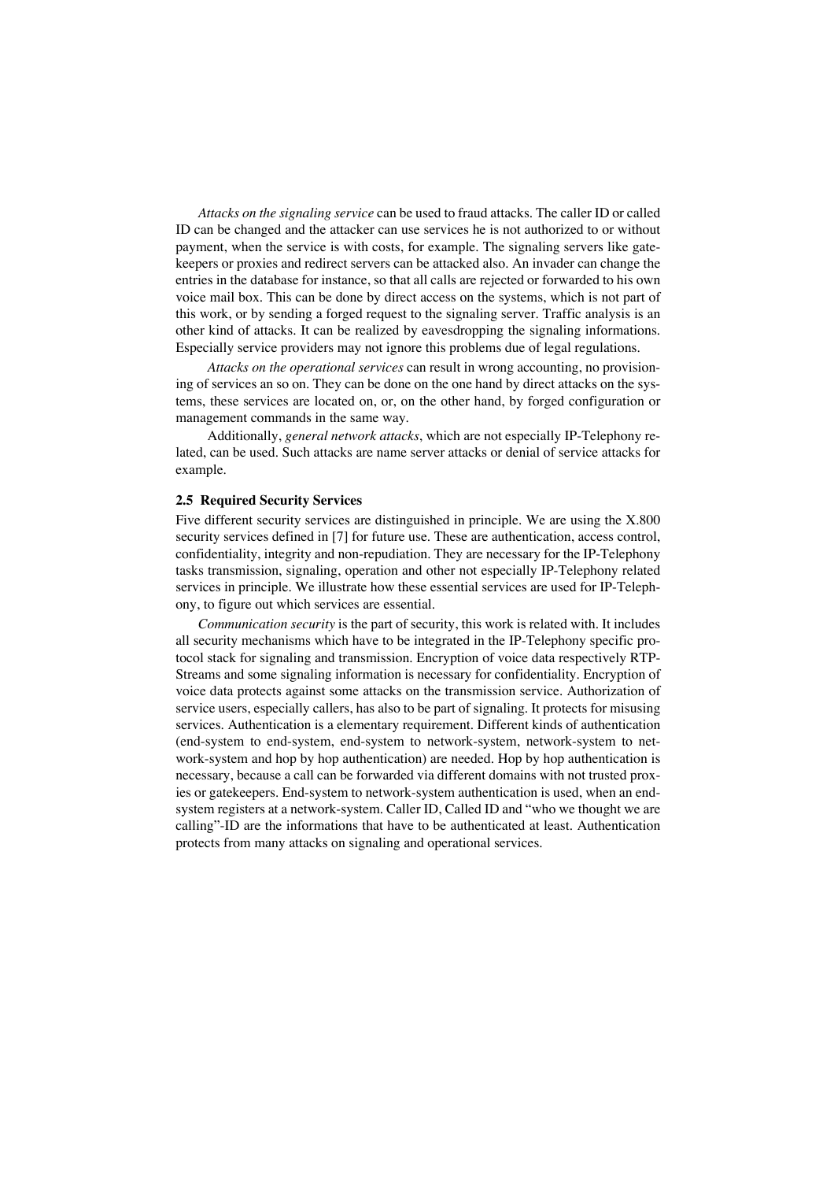*Attacks on the signaling service* can be used to fraud attacks. The caller ID or called ID can be changed and the attacker can use services he is not authorized to or without payment, when the service is with costs, for example. The signaling servers like gatekeepers or proxies and redirect servers can be attacked also. An invader can change the entries in the database for instance, so that all calls are rejected or forwarded to his own voice mail box. This can be done by direct access on the systems, which is not part of this work, or by sending a forged request to the signaling server. Traffic analysis is an other kind of attacks. It can be realized by eavesdropping the signaling informations. Especially service providers may not ignore this problems due of legal regulations.

*Attacks on the operational services* can result in wrong accounting, no provisioning of services an so on. They can be done on the one hand by direct attacks on the systems, these services are located on, or, on the other hand, by forged configuration or management commands in the same way.

Additionally, *general network attacks*, which are not especially IP-Telephony related, can be used. Such attacks are name server attacks or denial of service attacks for example.

### 2.5 Required Security Services

Five different security services are distinguished in principle. We are using the X.800 security services defined in [7] for future use. These are authentication, access control, confidentiality, integrity and non-repudiation. They are necessary for the IP-Telephony tasks transmission, signaling, operation and other not especially IP-Telephony related services in principle. We illustrate how these essential services are used for IP-Telephony, to figure out which services are essential.

*Communication security* is the part of security, this work is related with. It includes all security mechanisms which have to be integrated in the IP-Telephony specific protocol stack for signaling and transmission. Encryption of voice data respectively RTP-Streams and some signaling information is necessary for confidentiality. Encryption of voice data protects against some attacks on the transmission service. Authorization of service users, especially callers, has also to be part of signaling. It protects for misusing services. Authentication is a elementary requirement. Different kinds of authentication (end-system to end-system, end-system to network-system, network-system to network-system and hop by hop authentication) are needed. Hop by hop authentication is necessary, because a call can be forwarded via different domains with not trusted proxies or gatekeepers. End-system to network-system authentication is used, when an end-system registers at a network-system. Caller ID, Called ID and "who we thought we are calling"-ID are the informations that have to be authenticated at least. Authentication protects from many attacks on signaling and operational services.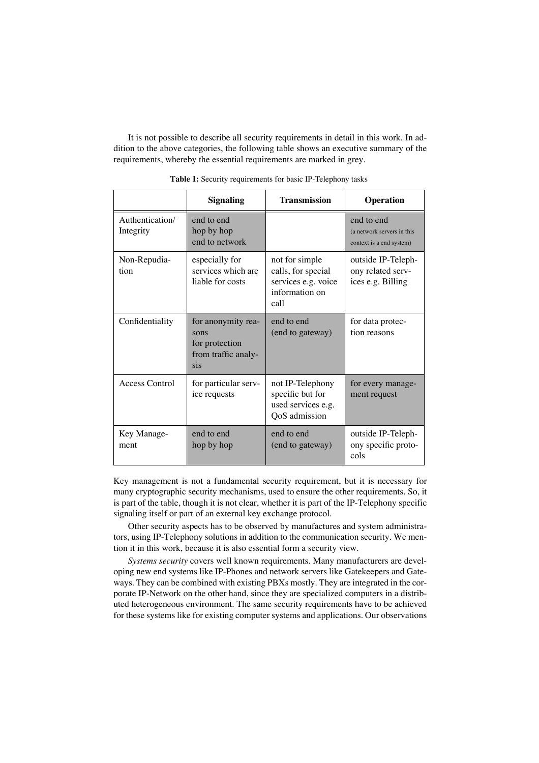It is not possible to describe all security requirements in detail in this work. In addition to the above categories, the following table shows an executive summary of the requirements, whereby the essential requirements are marked in grey.

**Table 1:** Security requirements for basic IP-Telephony tasks

| | Signaling | Transmission | Operation |
|---|---|---|---|
| Authentication/ Integrity | end to end<br>hop by hop<br>end to network | | end to end<br>(a network servers in this context is a end system) |
| Non-Repudiation | especially for services which are liable for costs | not for simple calls, for special services e.g. voice information on call | outside IP-Telephony related services e.g. Billing |
| Confidentiality | for anonymity reasons<br>for protection from traffic analysis | end to end<br>(end to gateway) | for data protection reasons |
| Access Control | for particular service requests | not IP-Telephony specific but for used services e.g. QoS admission | for every management request |
| Key Management | end to end<br>hop by hop | end to end<br>(end to gateway) | outside IP-Telephony specific protocols |

Key management is not a fundamental security requirement, but it is necessary for many cryptographic security mechanisms, used to ensure the other requirements. So, it is part of the table, though it is not clear, whether it is part of the IP-Telephony specific signaling itself or part of an external key exchange protocol.

Other security aspects has to be observed by manufactures and system administrators, using IP-Telephony solutions in addition to the communication security. We mention it in this work, because it is also essential form a security view.

*Systems security* covers well known requirements. Many manufacturers are developing new end systems like IP-Phones and network servers like Gatekeepers and Gateways. They can be combined with existing PBXs mostly. They are integrated in the corporate IP-Network on the other hand, since they are specialized computers in a distributed heterogeneous environment. The same security requirements have to be achieved for these systems like for existing computer systems and applications. Our observations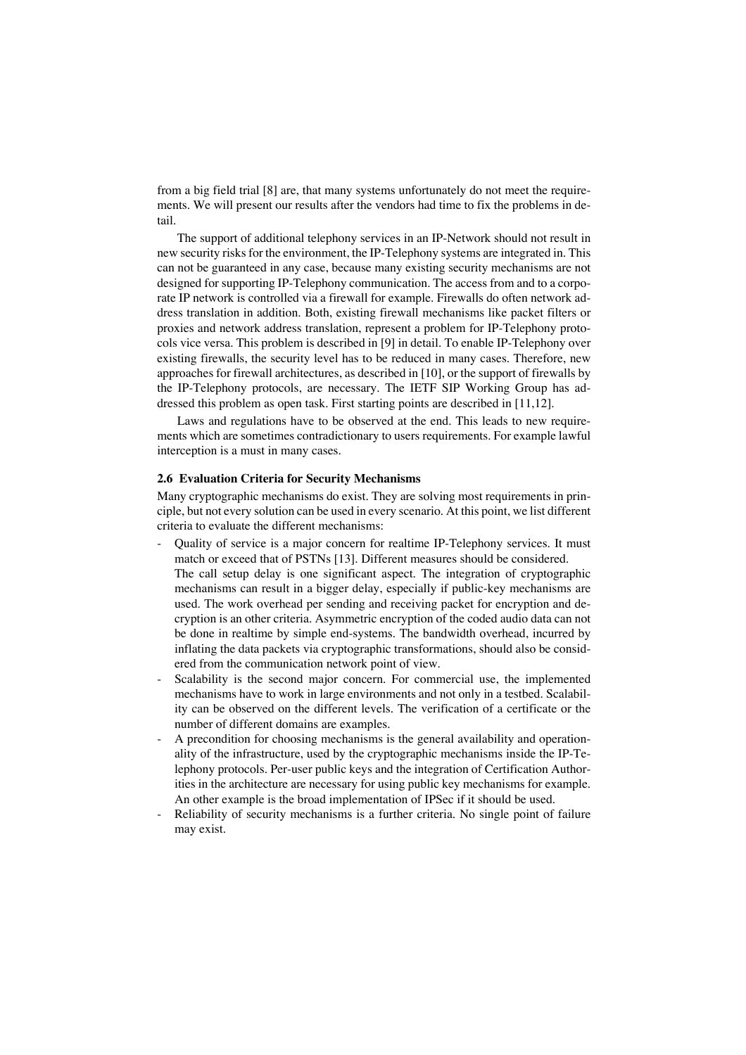from a big field trial [8] are, that many systems unfortunately do not meet the requirements. We will present our results after the vendors had time to fix the problems in detail.

The support of additional telephony services in an IP-Network should not result in new security risks for the environment, the IP-Telephony systems are integrated in. This can not be guaranteed in any case, because many existing security mechanisms are not designed for supporting IP-Telephony communication. The access from and to a corporate IP network is controlled via a firewall for example. Firewalls do often network address translation in addition. Both, existing firewall mechanisms like packet filters or proxies and network address translation, represent a problem for IP-Telephony protocols vice versa. This problem is described in [9] in detail. To enable IP-Telephony over existing firewalls, the security level has to be reduced in many cases. Therefore, new approaches for firewall architectures, as described in [10], or the support of firewalls by the IP-Telephony protocols, are necessary. The IETF SIP Working Group has addressed this problem as open task. First starting points are described in [11,12].

Laws and regulations have to be observed at the end. This leads to new requirements which are sometimes contradictionary to users requirements. For example lawful interception is a must in many cases.

### 2.6 Evaluation Criteria for Security Mechanisms

Many cryptographic mechanisms do exist. They are solving most requirements in principle, but not every solution can be used in every scenario. At this point, we list different criteria to evaluate the different mechanisms:

- Quality of service is a major concern for realtime IP-Telephony services. It must match or exceed that of PSTNs [13]. Different measures should be considered.
  The call setup delay is one significant aspect. The integration of cryptographic mechanisms can result in a bigger delay, especially if public-key mechanisms are used. The work overhead per sending and receiving packet for encryption and decryption is an other criteria. Asymmetric encryption of the coded audio data can not be done in realtime by simple end-systems. The bandwidth overhead, incurred by inflating the data packets via cryptographic transformations, should also be considered from the communication network point of view.
- Scalability is the second major concern. For commercial use, the implemented mechanisms have to work in large environments and not only in a testbed. Scalability can be observed on the different levels. The verification of a certificate or the number of different domains are examples.
- A precondition for choosing mechanisms is the general availability and operationality of the infrastructure, used by the cryptographic mechanisms inside the IP-Telephony protocols. Per-user public keys and the integration of Certification Authorities in the architecture are necessary for using public key mechanisms for example. An other example is the broad implementation of IPSec if it should be used.
- Reliability of security mechanisms is a further criteria. No single point of failure may exist.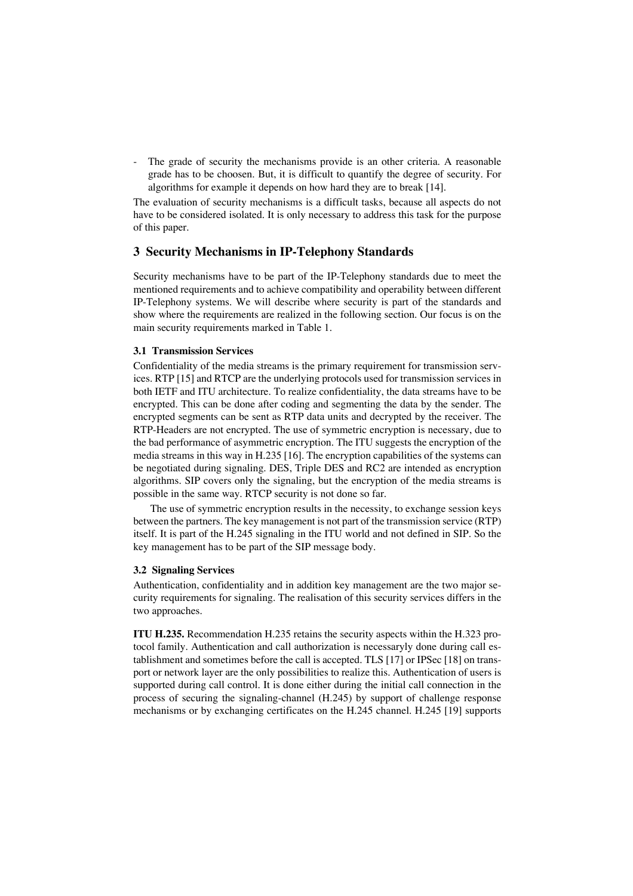- The grade of security the mechanisms provide is an other criteria. A reasonable grade has to be choosen. But, it is difficult to quantify the degree of security. For algorithms for example it depends on how hard they are to break [14].

The evaluation of security mechanisms is a difficult tasks, because all aspects do not have to be considered isolated. It is only necessary to address this task for the purpose of this paper.

## 3 Security Mechanisms in IP-Telephony Standards

Security mechanisms have to be part of the IP-Telephony standards due to meet the mentioned requirements and to achieve compatibility and operability between different IP-Telephony systems. We will describe where security is part of the standards and show where the requirements are realized in the following section. Our focus is on the main security requirements marked in Table 1.

### 3.1 Transmission Services

Confidentiality of the media streams is the primary requirement for transmission services. RTP [15] and RTCP are the underlying protocols used for transmission services in both IETF and ITU architecture. To realize confidentiality, the data streams have to be encrypted. This can be done after coding and segmenting the data by the sender. The encrypted segments can be sent as RTP data units and decrypted by the receiver. The RTP-Headers are not encrypted. The use of symmetric encryption is necessary, due to the bad performance of asymmetric encryption. The ITU suggests the encryption of the media streams in this way in H.235 [16]. The encryption capabilities of the systems can be negotiated during signaling. DES, Triple DES and RC2 are intended as encryption algorithms. SIP covers only the signaling, but the encryption of the media streams is possible in the same way. RTCP security is not done so far.

The use of symmetric encryption results in the necessity, to exchange session keys between the partners. The key management is not part of the transmission service (RTP) itself. It is part of the H.245 signaling in the ITU world and not defined in SIP. So the key management has to be part of the SIP message body.

### 3.2 Signaling Services

Authentication, confidentiality and in addition key management are the two major security requirements for signaling. The realisation of this security services differs in the two approaches.

**ITU H.235.** Recommendation H.235 retains the security aspects within the H.323 protocol family. Authentication and call authorization is necessaryly done during call establishment and sometimes before the call is accepted. TLS [17] or IPSec [18] on transport or network layer are the only possibilities to realize this. Authentication of users is supported during call control. It is done either during the initial call connection in the process of securing the signaling-channel (H.245) by support of challenge response mechanisms or by exchanging certificates on the H.245 channel. H.245 [19] supports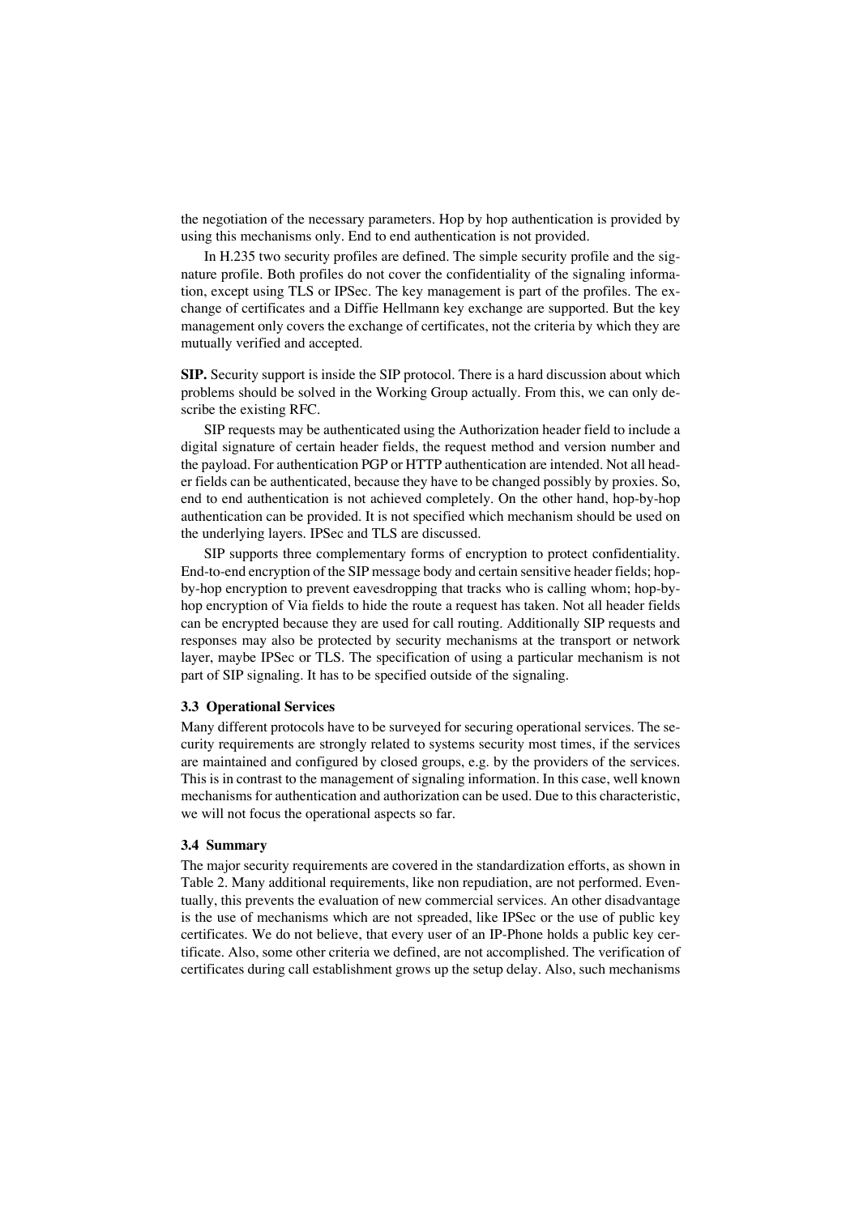the negotiation of the necessary parameters. Hop by hop authentication is provided by using this mechanisms only. End to end authentication is not provided.

In H.235 two security profiles are defined. The simple security profile and the signature profile. Both profiles do not cover the confidentiality of the signaling information, except using TLS or IPSec. The key management is part of the profiles. The exchange of certificates and a Diffie Hellmann key exchange are supported. But the key management only covers the exchange of certificates, not the criteria by which they are mutually verified and accepted.

**SIP.** Security support is inside the SIP protocol. There is a hard discussion about which problems should be solved in the Working Group actually. From this, we can only describe the existing RFC.

SIP requests may be authenticated using the Authorization header field to include a digital signature of certain header fields, the request method and version number and the payload. For authentication PGP or HTTP authentication are intended. Not all header fields can be authenticated, because they have to be changed possibly by proxies. So, end to end authentication is not achieved completely. On the other hand, hop-by-hop authentication can be provided. It is not specified which mechanism should be used on the underlying layers. IPSec and TLS are discussed.

SIP supports three complementary forms of encryption to protect confidentiality. End-to-end encryption of the SIP message body and certain sensitive header fields; hop-by-hop encryption to prevent eavesdropping that tracks who is calling whom; hop-by-hop encryption of Via fields to hide the route a request has taken. Not all header fields can be encrypted because they are used for call routing. Additionally SIP requests and responses may also be protected by security mechanisms at the transport or network layer, maybe IPSec or TLS. The specification of using a particular mechanism is not part of SIP signaling. It has to be specified outside of the signaling.

### 3.3 Operational Services

Many different protocols have to be surveyed for securing operational services. The security requirements are strongly related to systems security most times, if the services are maintained and configured by closed groups, e.g. by the providers of the services. This is in contrast to the management of signaling information. In this case, well known mechanisms for authentication and authorization can be used. Due to this characteristic, we will not focus the operational aspects so far.

### 3.4 Summary

The major security requirements are covered in the standardization efforts, as shown in Table 2. Many additional requirements, like non repudiation, are not performed. Eventually, this prevents the evaluation of new commercial services. An other disadvantage is the use of mechanisms which are not spreaded, like IPSec or the use of public key certificates. We do not believe, that every user of an IP-Phone holds a public key certificate. Also, some other criteria we defined, are not accomplished. The verification of certificates during call establishment grows up the setup delay. Also, such mechanisms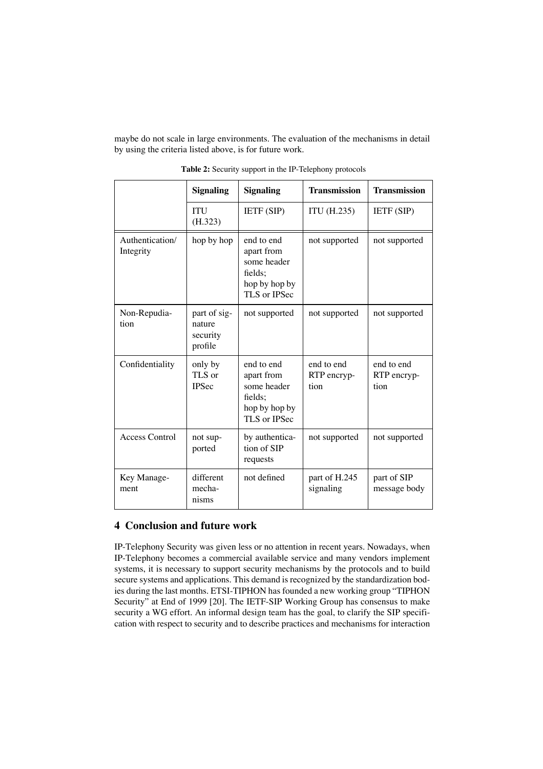maybe do not scale in large environments. The evaluation of the mechanisms in detail by using the criteria listed above, is for future work.

**Table 2:** Security support in the IP-Telephony protocols

| | **Signaling** | **Signaling** | **Transmission** | **Transmission** |
|---|---|---|---|---|
| | ITU (H.323) | IETF (SIP) | ITU (H.235) | IETF (SIP) |
| Authentication/ Integrity | hop by hop | end to end apart from some header fields; hop by hop by TLS or IPSec | not supported | not supported |
| Non-Repudiation | part of signature security profile | not supported | not supported | not supported |
| Confidentiality | only by TLS or IPSec | end to end apart from some header fields; hop by hop by TLS or IPSec | end to end RTP encryption | end to end RTP encryption |
| Access Control | not supported | by authentication of SIP requests | not supported | not supported |
| Key Management | different mechanisms | not defined | part of H.245 signaling | part of SIP message body |

## 4 Conclusion and future work

IP-Telephony Security was given less or no attention in recent years. Nowadays, when IP-Telephony becomes a commercial available service and many vendors implement systems, it is necessary to support security mechanisms by the protocols and to build secure systems and applications. This demand is recognized by the standardization bodies during the last months. ETSI-TIPHON has founded a new working group "TIPHON Security" at End of 1999 [20]. The IETF-SIP Working Group has consensus to make security a WG effort. An informal design team has the goal, to clarify the SIP specification with respect to security and to describe practices and mechanisms for interaction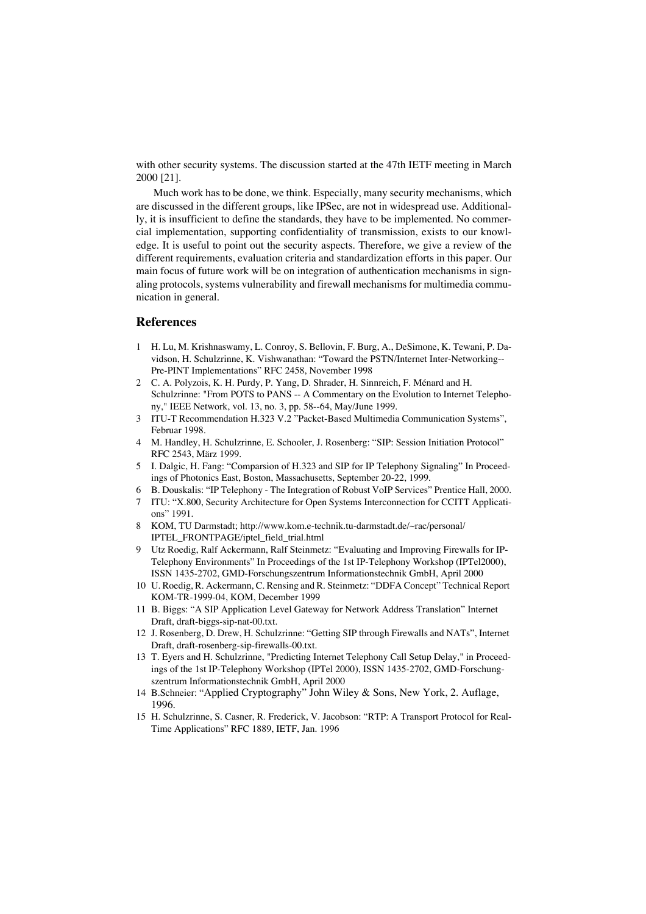with other security systems. The discussion started at the 47th IETF meeting in March 2000 [21].

Much work has to be done, we think. Especially, many security mechanisms, which are discussed in the different groups, like IPSec, are not in widespread use. Additionally, it is insufficient to define the standards, they have to be implemented. No commercial implementation, supporting confidentiality of transmission, exists to our knowledge. It is useful to point out the security aspects. Therefore, we give a review of the different requirements, evaluation criteria and standardization efforts in this paper. Our main focus of future work will be on integration of authentication mechanisms in signaling protocols, systems vulnerability and firewall mechanisms for multimedia communication in general.

## References

1. H. Lu, M. Krishnaswamy, L. Conroy, S. Bellovin, F. Burg, A., DeSimone, K. Tewani, P. Davidson, H. Schulzrinne, K. Vishwanathan: "Toward the PSTN/Internet Inter-Networking--Pre-PINT Implementations" RFC 2458, November 1998
2. C. A. Polyzois, K. H. Purdy, P. Yang, D. Shrader, H. Sinnreich, F. Ménard and H. Schulzrinne: "From POTS to PANS -- A Commentary on the Evolution to Internet Telephony," IEEE Network, vol. 13, no. 3, pp. 58--64, May/June 1999.
3. ITU-T Recommendation H.323 V.2 "Packet-Based Multimedia Communication Systems", Februar 1998.
4. M. Handley, H. Schulzrinne, E. Schooler, J. Rosenberg: "SIP: Session Initiation Protocol" RFC 2543, März 1999.
5. I. Dalgic, H. Fang: "Comparsion of H.323 and SIP for IP Telephony Signaling" In Proceedings of Photonics East, Boston, Massachusetts, September 20-22, 1999.
6. B. Douskalis: "IP Telephony - The Integration of Robust VoIP Services" Prentice Hall, 2000.
7. ITU: "X.800, Security Architecture for Open Systems Interconnection for CCITT Applications" 1991.
8. KOM, TU Darmstadt; http://www.kom.e-technik.tu-darmstadt.de/~rac/personal/IPTEL_FRONTPAGE/iptel_field_trial.html
9. Utz Roedig, Ralf Ackermann, Ralf Steinmetz: "Evaluating and Improving Firewalls for IP-Telephony Environments" In Proceedings of the 1st IP-Telephony Workshop (IPTel2000), ISSN 1435-2702, GMD-Forschungszentrum Informationstechnik GmbH, April 2000
10. U. Roedig, R. Ackermann, C. Rensing and R. Steinmetz: "DDFA Concept" Technical Report KOM-TR-1999-04, KOM, December 1999
11. B. Biggs: "A SIP Application Level Gateway for Network Address Translation" Internet Draft, draft-biggs-sip-nat-00.txt.
12. J. Rosenberg, D. Drew, H. Schulzrinne: "Getting SIP through Firewalls and NATs", Internet Draft, draft-rosenberg-sip-firewalls-00.txt.
13. T. Eyers and H. Schulzrinne, "Predicting Internet Telephony Call Setup Delay," in Proceedings of the 1st IP-Telephony Workshop (IPTel 2000), ISSN 1435-2702, GMD-Forschungszentrum Informationstechnik GmbH, April 2000
14. B.Schneier: "Applied Cryptography" John Wiley & Sons, New York, 2. Auflage, 1996.
15. H. Schulzrinne, S. Casner, R. Frederick, V. Jacobson: "RTP: A Transport Protocol for Real-Time Applications" RFC 1889, IETF, Jan. 1996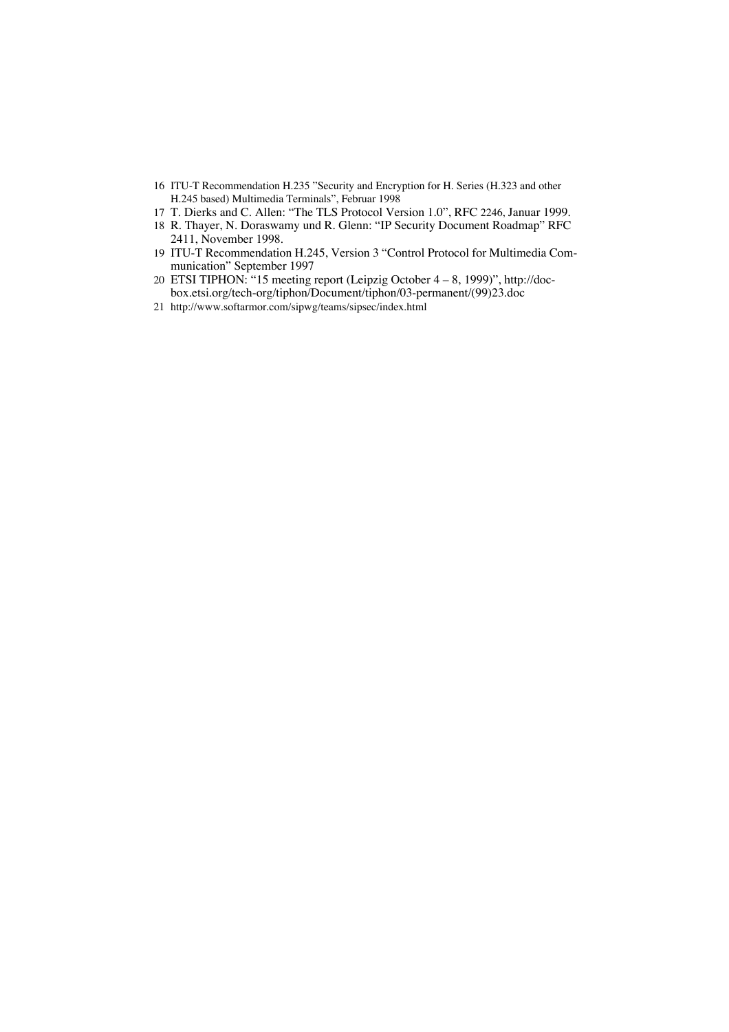16 ITU-T Recommendation H.235 "Security and Encryption for H. Series (H.323 and other H.245 based) Multimedia Terminals", Februar 1998

17 T. Dierks and C. Allen: "The TLS Protocol Version 1.0", RFC 2246, Januar 1999.

18 R. Thayer, N. Doraswamy und R. Glenn: "IP Security Document Roadmap" RFC 2411, November 1998.

19 ITU-T Recommendation H.245, Version 3 "Control Protocol for Multimedia Communication" September 1997

20 ETSI TIPHON: "15 meeting report (Leipzig October 4 – 8, 1999)", http://docbox.etsi.org/tech-org/tiphon/Document/tiphon/03-permanent/(99)23.doc

21 http://www.softarmor.com/sipwg/teams/sipsec/index.html